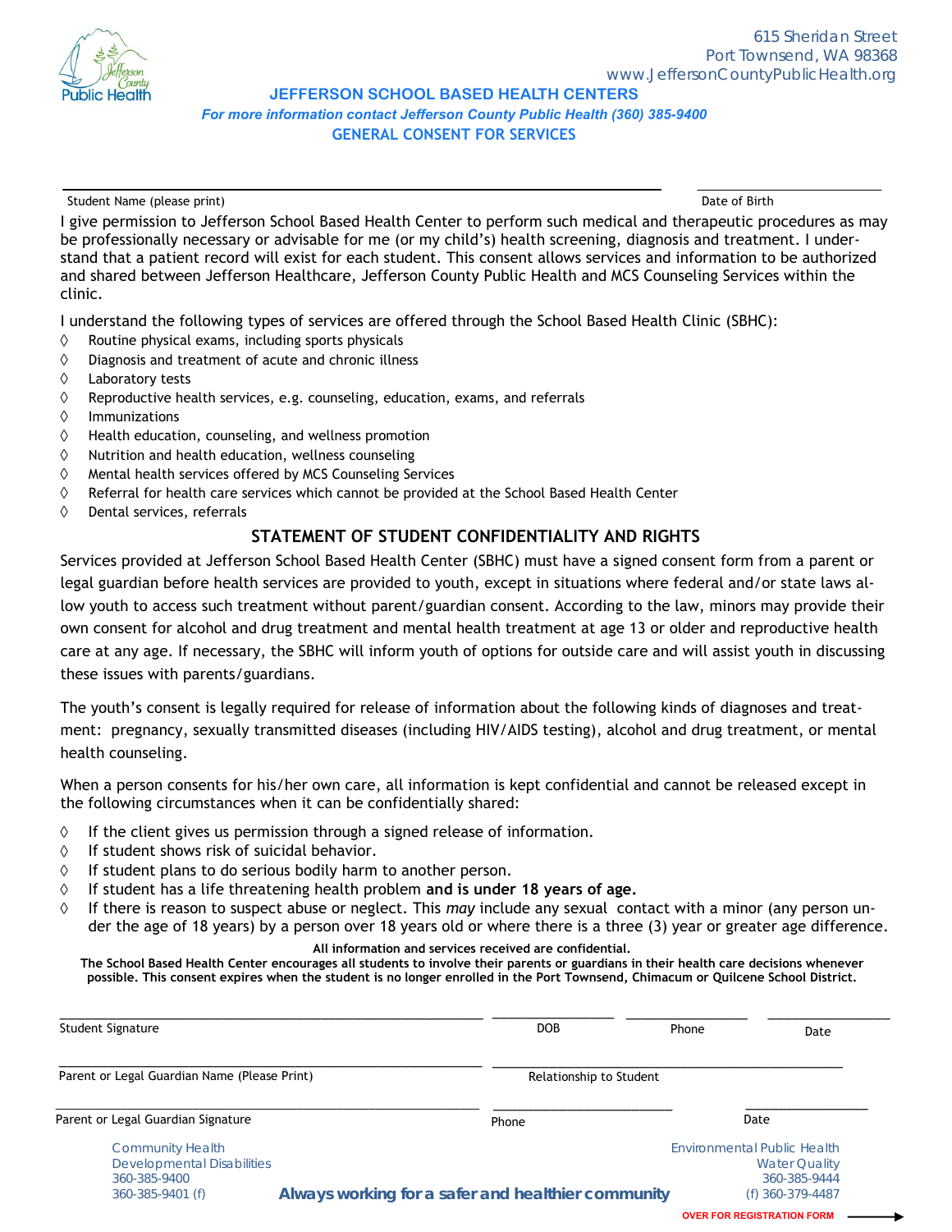615 Sheridan Street
Port Townsend, WA 98368
www.JeffersonCountyPublicHealth.org

# JEFFERSON SCHOOL BASED HEALTH CENTERS

*For more information contact Jefferson County Public Health (360) 385-9400*

## GENERAL CONSENT FOR SERVICES

\_\_\_\_\_\_\_\_\_\_\_\_\_\_\_\_\_\_\_\_\_\_\_\_\_\_\_\_\_\_\_\_\_\_\_\_\_\_\_\_\_\_\_\_\_\_\_\_\_\_\_\_ \_\_\_\_\_\_\_\_\_\_\_\_\_\_\_\_\_\_\_\_
Student Name (please print) Date of Birth

I give permission to Jefferson School Based Health Center to perform such medical and therapeutic procedures as may be professionally necessary or advisable for me (or my child's) health screening, diagnosis and treatment. I understand that a patient record will exist for each student. This consent allows services and information to be authorized and shared between Jefferson Healthcare, Jefferson County Public Health and MCS Counseling Services within the clinic.

I understand the following types of services are offered through the School Based Health Clinic (SBHC):

- Routine physical exams, including sports physicals
- Diagnosis and treatment of acute and chronic illness
- Laboratory tests
- Reproductive health services, e.g. counseling, education, exams, and referrals
- Immunizations
- Health education, counseling, and wellness promotion
- Nutrition and health education, wellness counseling
- Mental health services offered by MCS Counseling Services
- Referral for health care services which cannot be provided at the School Based Health Center
- Dental services, referrals

## STATEMENT OF STUDENT CONFIDENTIALITY AND RIGHTS

Services provided at Jefferson School Based Health Center (SBHC) must have a signed consent form from a parent or legal guardian before health services are provided to youth, except in situations where federal and/or state laws allow youth to access such treatment without parent/guardian consent. According to the law, minors may provide their own consent for alcohol and drug treatment and mental health treatment at age 13 or older and reproductive health care at any age. If necessary, the SBHC will inform youth of options for outside care and will assist youth in discussing these issues with parents/guardians.

The youth's consent is legally required for release of information about the following kinds of diagnoses and treatment: pregnancy, sexually transmitted diseases (including HIV/AIDS testing), alcohol and drug treatment, or mental health counseling.

When a person consents for his/her own care, all information is kept confidential and cannot be released except in the following circumstances when it can be confidentially shared:

- If the client gives us permission through a signed release of information.
- If student shows risk of suicidal behavior.
- If student plans to do serious bodily harm to another person.
- If student has a life threatening health problem **and is under 18 years of age.**
- If there is reason to suspect abuse or neglect. This *may* include any sexual contact with a minor (any person under the age of 18 years) by a person over 18 years old or where there is a three (3) year or greater age difference.

**All information and services received are confidential.**
**The School Based Health Center encourages all students to involve their parents or guardians in their health care decisions whenever possible. This consent expires when the student is no longer enrolled in the Port Townsend, Chimacum or Quilcene School District.**

\_\_\_\_\_\_\_\_\_\_\_\_\_\_\_\_\_\_\_\_\_\_\_\_\_\_\_\_\_\_\_\_\_\_\_\_\_\_\_\_ \_\_\_\_\_\_\_\_\_\_\_\_ \_\_\_\_\_\_\_\_\_\_\_\_ \_\_\_\_\_\_\_\_\_\_\_\_
Student Signature DOB Phone Date

\_\_\_\_\_\_\_\_\_\_\_\_\_\_\_\_\_\_\_\_\_\_\_\_\_\_\_\_\_\_\_\_\_\_\_\_\_\_\_\_ \_\_\_\_\_\_\_\_\_\_\_\_\_\_\_\_\_\_\_\_\_\_\_\_\_\_\_\_\_\_\_\_\_\_
Parent or Legal Guardian Name (Please Print) Relationship to Student

\_\_\_\_\_\_\_\_\_\_\_\_\_\_\_\_\_\_\_\_\_\_\_\_\_\_\_\_\_\_\_\_\_\_\_\_\_\_\_\_ \_\_\_\_\_\_\_\_\_\_\_\_\_\_\_\_\_\_ \_\_\_\_\_\_\_\_\_\_\_\_
Parent or Legal Guardian Signature Phone Date

Community Health
Developmental Disabilities
360-385-9400
360-385-9401 (f)

**Always working for a safer and healthier community**

Environmental Public Health
Water Quality
360-385-9444
(f) 360-379-4487

**OVER FOR REGISTRATION FORM →**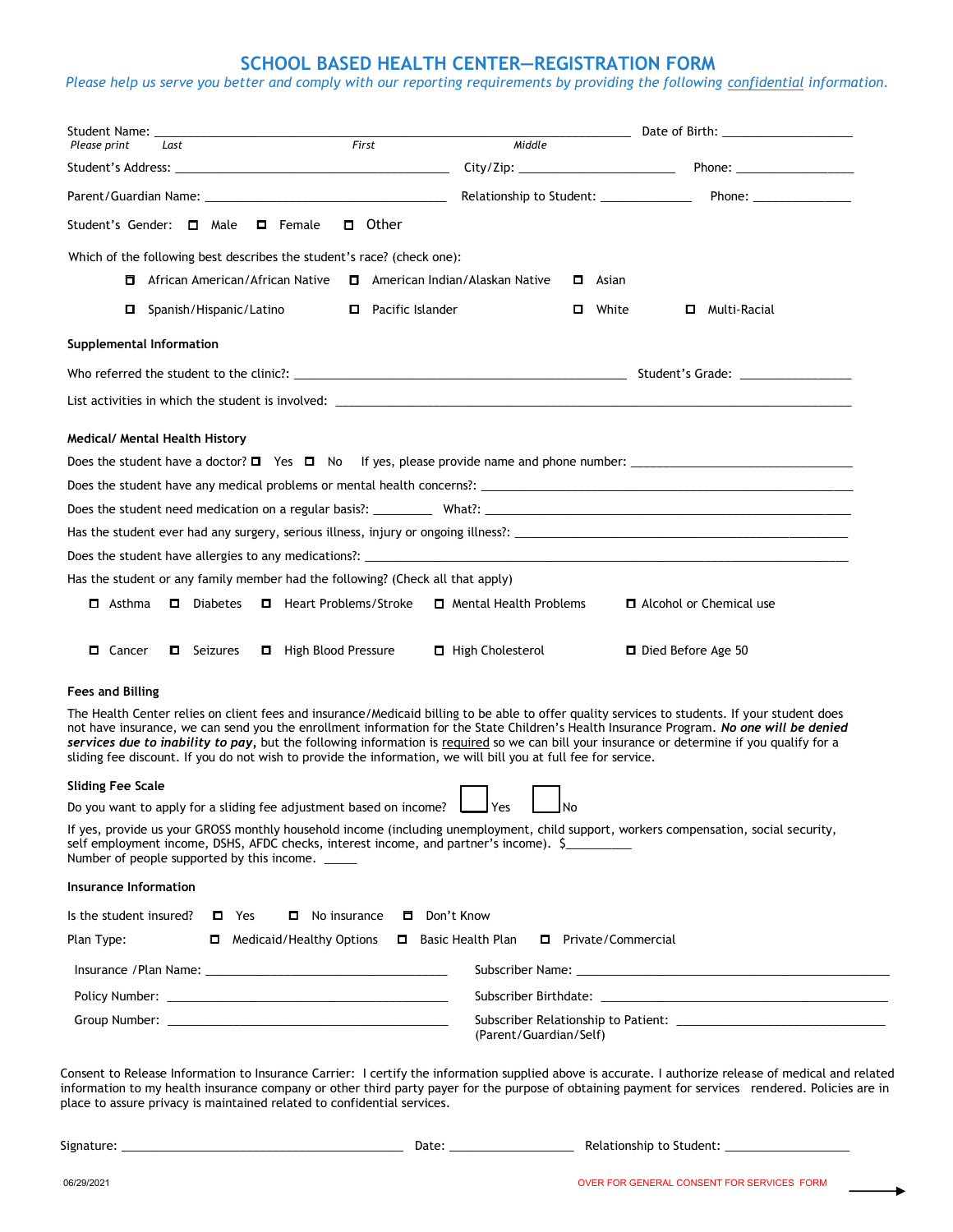# SCHOOL BASED HEALTH CENTER—REGISTRATION FORM

*Please help us serve you better and comply with our reporting requirements by providing the following confidential information.*

Student Name: ______________________________________________ Date of Birth: ________________

*Please print* Last First Middle

Student's Address: ______________________________ City/Zip: __________________ Phone: ______________

Parent/Guardian Name: ___________________________ Relationship to Student: ____________ Phone: ____________

Student's Gender: ☐ Male ☐ Female ☐ Other

Which of the following best describes the student's race? (check one):

☐ African American/African Native ☐ American Indian/Alaskan Native ☐ Asian

☐ Spanish/Hispanic/Latino ☐ Pacific Islander ☐ White ☐ Multi-Racial

**Supplemental Information**

Who referred the student to the clinic?: ______________________________________ Student's Grade: ______________

List activities in which the student is involved: ______________________________________________

**Medical/ Mental Health History**

Does the student have a doctor? ☐ Yes ☐ No If yes, please provide name and phone number: ____________________

Does the student have any medical problems or mental health concerns?: ______________________________________

Does the student need medication on a regular basis?: ________ What?: ______________________________________

Has the student ever had any surgery, serious illness, injury or ongoing illness?: ______________________________

Does the student have allergies to any medications?: ______________________________________________

Has the student or any family member had the following? (Check all that apply)

☐ Asthma ☐ Diabetes ☐ Heart Problems/Stroke ☐ Mental Health Problems ☐ Alcohol or Chemical use

☐ Cancer ☐ Seizures ☐ High Blood Pressure ☐ High Cholesterol ☐ Died Before Age 50

**Fees and Billing**

The Health Center relies on client fees and insurance/Medicaid billing to be able to offer quality services to students. If your student does not have insurance, we can send you the enrollment information for the State Children's Health Insurance Program. ***No one will be denied services due to inability to pay,*** but the following information is required so we can bill your insurance or determine if you qualify for a sliding fee discount. If you do not wish to provide the information, we will bill you at full fee for service.

**Sliding Fee Scale**

Do you want to apply for a sliding fee adjustment based on income? ☐ Yes ☐ No

If yes, provide us your GROSS monthly household income (including unemployment, child support, workers compensation, social security, self employment income, DSHS, AFDC checks, interest income, and partner's income). $__________
Number of people supported by this income. _____

**Insurance Information**

Is the student insured? ☐ Yes ☐ No insurance ☐ Don't Know

Plan Type: ☐ Medicaid/Healthy Options ☐ Basic Health Plan ☐ Private/Commercial

Insurance /Plan Name: ______________________________ Subscriber Name: ______________________________

Policy Number: ______________________________ Subscriber Birthdate: ______________________________

Group Number: ______________________________ Subscriber Relationship to Patient: ____________________
(Parent/Guardian/Self)

Consent to Release Information to Insurance Carrier: I certify the information supplied above is accurate. I authorize release of medical and related information to my health insurance company or other third party payer for the purpose of obtaining payment for services rendered. Policies are in place to assure privacy is maintained related to confidential services.

Signature: ______________________________ Date: ________________ Relationship to Student: ________________

06/29/2021

OVER FOR GENERAL CONSENT FOR SERVICES FORM